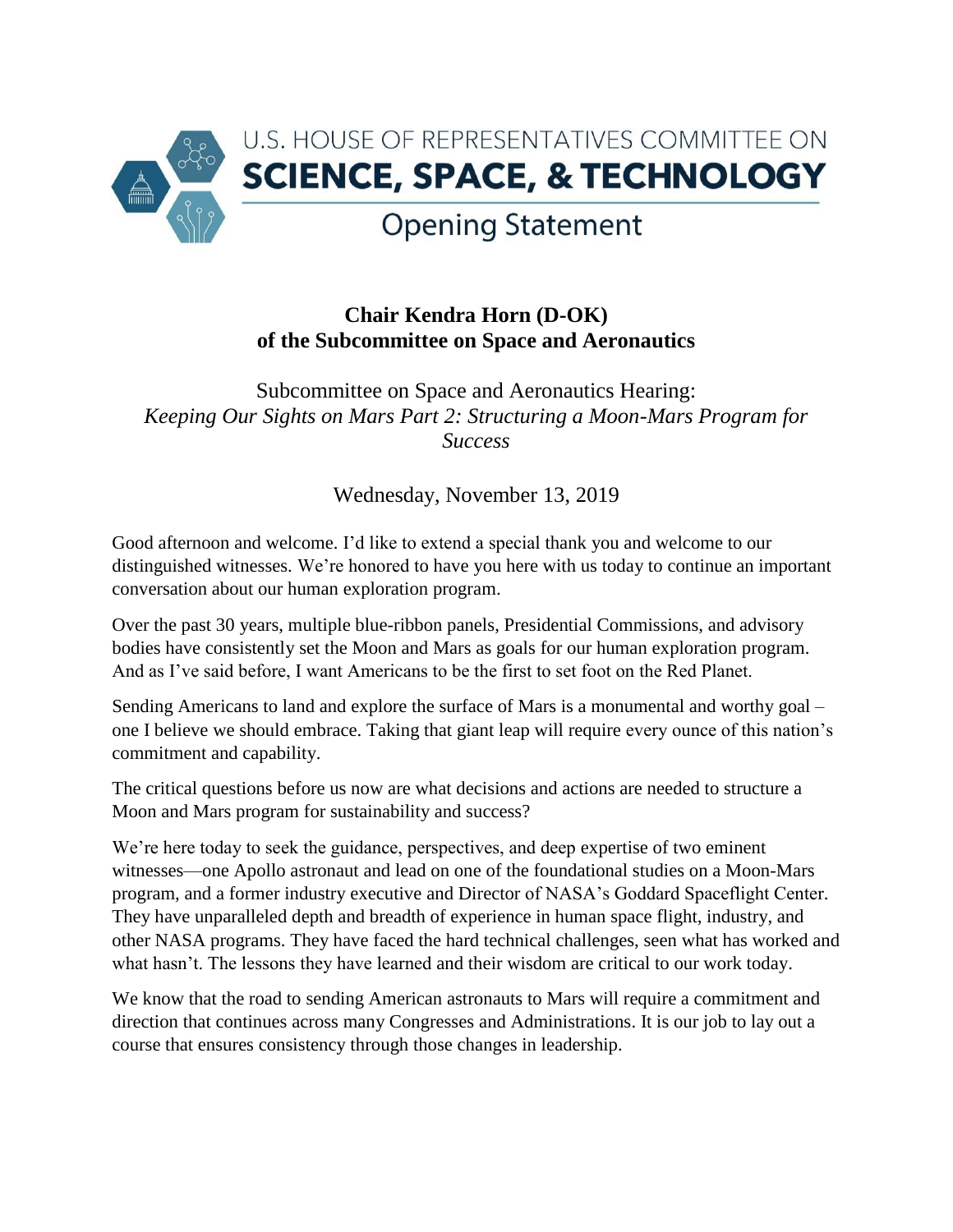# U.S. HOUSE OF REPRESENTATIVES COMMITTEE ON SCIENCE, SPACE, & TECHNOLOGY

## Opening Statement

**Chair Kendra Horn (D-OK)**
**of the Subcommittee on Space and Aeronautics**

Subcommittee on Space and Aeronautics Hearing:
*Keeping Our Sights on Mars Part 2: Structuring a Moon-Mars Program for Success*

Wednesday, November 13, 2019

Good afternoon and welcome. I'd like to extend a special thank you and welcome to our distinguished witnesses. We're honored to have you here with us today to continue an important conversation about our human exploration program.

Over the past 30 years, multiple blue-ribbon panels, Presidential Commissions, and advisory bodies have consistently set the Moon and Mars as goals for our human exploration program. And as I've said before, I want Americans to be the first to set foot on the Red Planet.

Sending Americans to land and explore the surface of Mars is a monumental and worthy goal – one I believe we should embrace. Taking that giant leap will require every ounce of this nation's commitment and capability.

The critical questions before us now are what decisions and actions are needed to structure a Moon and Mars program for sustainability and success?

We're here today to seek the guidance, perspectives, and deep expertise of two eminent witnesses—one Apollo astronaut and lead on one of the foundational studies on a Moon-Mars program, and a former industry executive and Director of NASA's Goddard Spaceflight Center. They have unparalleled depth and breadth of experience in human space flight, industry, and other NASA programs. They have faced the hard technical challenges, seen what has worked and what hasn't. The lessons they have learned and their wisdom are critical to our work today.

We know that the road to sending American astronauts to Mars will require a commitment and direction that continues across many Congresses and Administrations. It is our job to lay out a course that ensures consistency through those changes in leadership.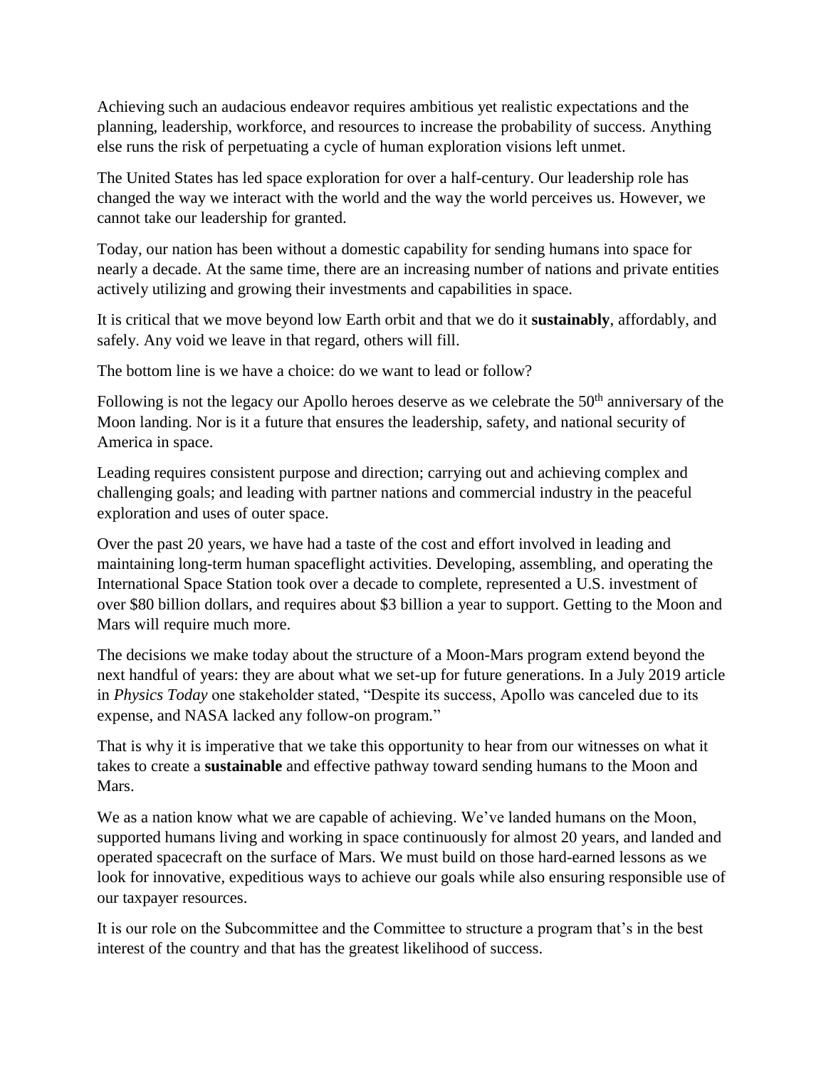Achieving such an audacious endeavor requires ambitious yet realistic expectations and the planning, leadership, workforce, and resources to increase the probability of success. Anything else runs the risk of perpetuating a cycle of human exploration visions left unmet.

The United States has led space exploration for over a half-century. Our leadership role has changed the way we interact with the world and the way the world perceives us. However, we cannot take our leadership for granted.

Today, our nation has been without a domestic capability for sending humans into space for nearly a decade. At the same time, there are an increasing number of nations and private entities actively utilizing and growing their investments and capabilities in space.

It is critical that we move beyond low Earth orbit and that we do it **sustainably**, affordably, and safely. Any void we leave in that regard, others will fill.

The bottom line is we have a choice: do we want to lead or follow?

Following is not the legacy our Apollo heroes deserve as we celebrate the 50th anniversary of the Moon landing. Nor is it a future that ensures the leadership, safety, and national security of America in space.

Leading requires consistent purpose and direction; carrying out and achieving complex and challenging goals; and leading with partner nations and commercial industry in the peaceful exploration and uses of outer space.

Over the past 20 years, we have had a taste of the cost and effort involved in leading and maintaining long-term human spaceflight activities. Developing, assembling, and operating the International Space Station took over a decade to complete, represented a U.S. investment of over $80 billion dollars, and requires about $3 billion a year to support. Getting to the Moon and Mars will require much more.

The decisions we make today about the structure of a Moon-Mars program extend beyond the next handful of years: they are about what we set-up for future generations. In a July 2019 article in *Physics Today* one stakeholder stated, "Despite its success, Apollo was canceled due to its expense, and NASA lacked any follow-on program."

That is why it is imperative that we take this opportunity to hear from our witnesses on what it takes to create a **sustainable** and effective pathway toward sending humans to the Moon and Mars.

We as a nation know what we are capable of achieving. We've landed humans on the Moon, supported humans living and working in space continuously for almost 20 years, and landed and operated spacecraft on the surface of Mars. We must build on those hard-earned lessons as we look for innovative, expeditious ways to achieve our goals while also ensuring responsible use of our taxpayer resources.

It is our role on the Subcommittee and the Committee to structure a program that's in the best interest of the country and that has the greatest likelihood of success.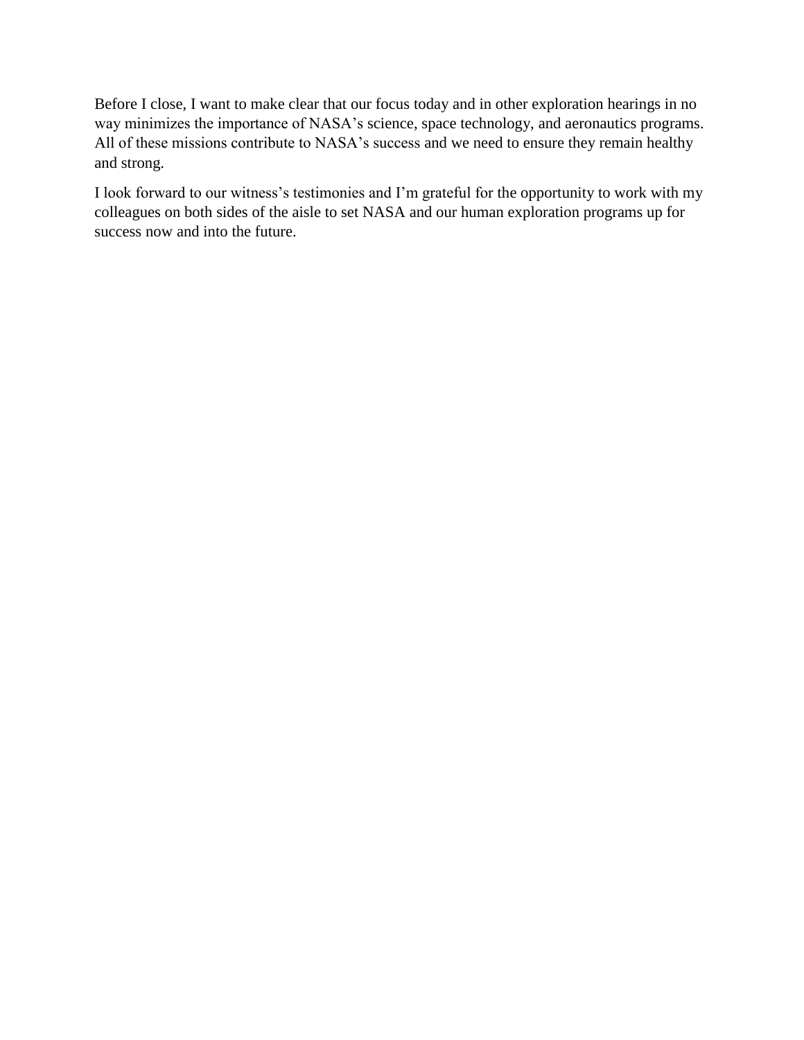Before I close, I want to make clear that our focus today and in other exploration hearings in no way minimizes the importance of NASA's science, space technology, and aeronautics programs. All of these missions contribute to NASA's success and we need to ensure they remain healthy and strong.

I look forward to our witness's testimonies and I'm grateful for the opportunity to work with my colleagues on both sides of the aisle to set NASA and our human exploration programs up for success now and into the future.